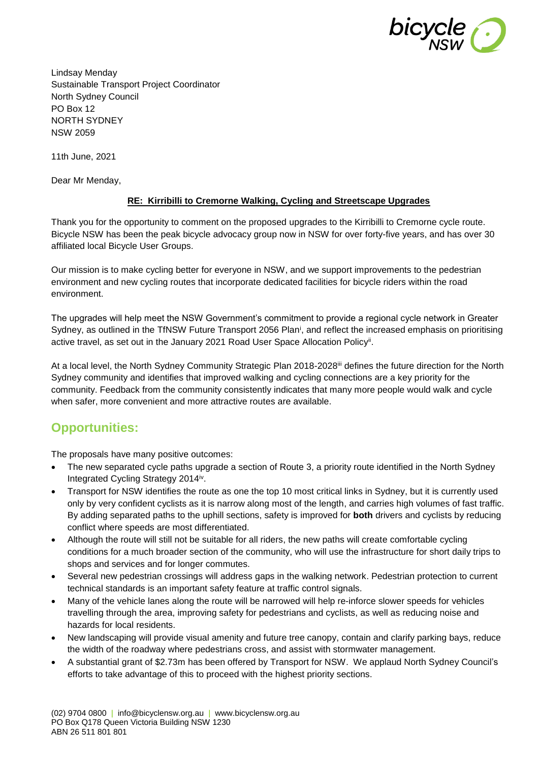Lindsay Menday
Sustainable Transport Project Coordinator
North Sydney Council
PO Box 12
NORTH SYDNEY
NSW 2059

11th June, 2021

Dear Mr Menday,

**RE: Kirribilli to Cremorne Walking, Cycling and Streetscape Upgrades**

Thank you for the opportunity to comment on the proposed upgrades to the Kirribilli to Cremorne cycle route. Bicycle NSW has been the peak bicycle advocacy group now in NSW for over forty-five years, and has over 30 affiliated local Bicycle User Groups.

Our mission is to make cycling better for everyone in NSW, and we support improvements to the pedestrian environment and new cycling routes that incorporate dedicated facilities for bicycle riders within the road environment.

The upgrades will help meet the NSW Government's commitment to provide a regional cycle network in Greater Sydney, as outlined in the TfNSW Future Transport 2056 Plan[i], and reflect the increased emphasis on prioritising active travel, as set out in the January 2021 Road User Space Allocation Policy[ii].

At a local level, the North Sydney Community Strategic Plan 2018-2028[iii] defines the future direction for the North Sydney community and identifies that improved walking and cycling connections are a key priority for the community. Feedback from the community consistently indicates that many more people would walk and cycle when safer, more convenient and more attractive routes are available.

## Opportunities:

The proposals have many positive outcomes:

- The new separated cycle paths upgrade a section of Route 3, a priority route identified in the North Sydney Integrated Cycling Strategy 2014[iv].
- Transport for NSW identifies the route as one the top 10 most critical links in Sydney, but it is currently used only by very confident cyclists as it is narrow along most of the length, and carries high volumes of fast traffic. By adding separated paths to the uphill sections, safety is improved for **both** drivers and cyclists by reducing conflict where speeds are most differentiated.
- Although the route will still not be suitable for all riders, the new paths will create comfortable cycling conditions for a much broader section of the community, who will use the infrastructure for short daily trips to shops and services and for longer commutes.
- Several new pedestrian crossings will address gaps in the walking network. Pedestrian protection to current technical standards is an important safety feature at traffic control signals.
- Many of the vehicle lanes along the route will be narrowed will help re-inforce slower speeds for vehicles travelling through the area, improving safety for pedestrians and cyclists, as well as reducing noise and hazards for local residents.
- New landscaping will provide visual amenity and future tree canopy, contain and clarify parking bays, reduce the width of the roadway where pedestrians cross, and assist with stormwater management.
- A substantial grant of $2.73m has been offered by Transport for NSW. We applaud North Sydney Council's efforts to take advantage of this to proceed with the highest priority sections.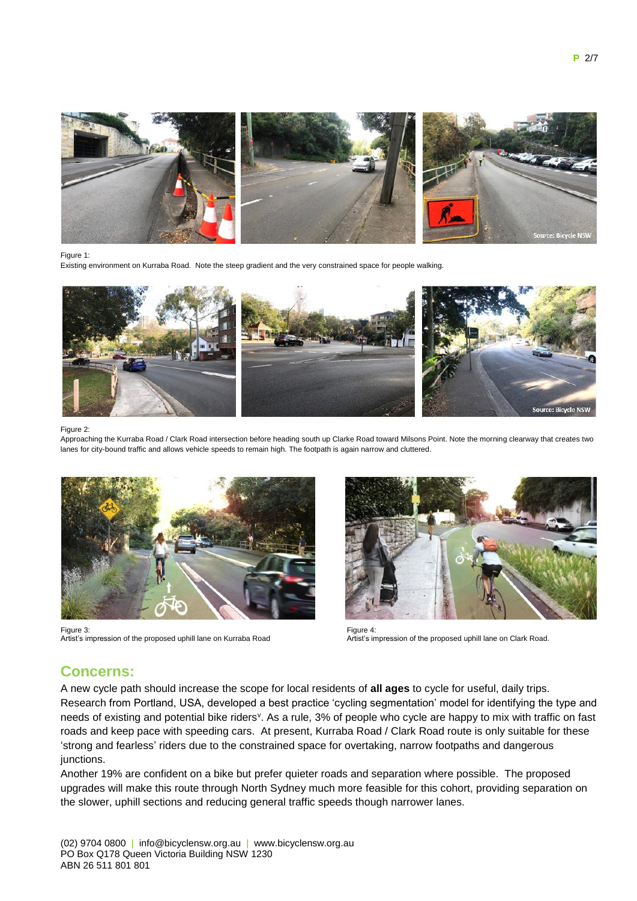Figure 1:
Existing environment on Kurraba Road. Note the steep gradient and the very constrained space for people walking.

Figure 2:
Approaching the Kurraba Road / Clark Road intersection before heading south up Clarke Road toward Milsons Point. Note the morning clearway that creates two lanes for city-bound traffic and allows vehicle speeds to remain high. The footpath is again narrow and cluttered.

Figure 3:
Artist's impression of the proposed uphill lane on Kurraba Road

Figure 4:
Artist's impression of the proposed uphill lane on Clark Road.

## Concerns:

A new cycle path should increase the scope for local residents of **all ages** to cycle for useful, daily trips. Research from Portland, USA, developed a best practice 'cycling segmentation' model for identifying the type and needs of existing and potential bike riders[v]. As a rule, 3% of people who cycle are happy to mix with traffic on fast roads and keep pace with speeding cars. At present, Kurraba Road / Clark Road route is only suitable for these 'strong and fearless' riders due to the constrained space for overtaking, narrow footpaths and dangerous junctions.

Another 19% are confident on a bike but prefer quieter roads and separation where possible. The proposed upgrades will make this route through North Sydney much more feasible for this cohort, providing separation on the slower, uphill sections and reducing general traffic speeds though narrower lanes.

(02) 9704 0800 | info@bicyclensw.org.au | www.bicyclensw.org.au
PO Box Q178 Queen Victoria Building NSW 1230
ABN 26 511 801 801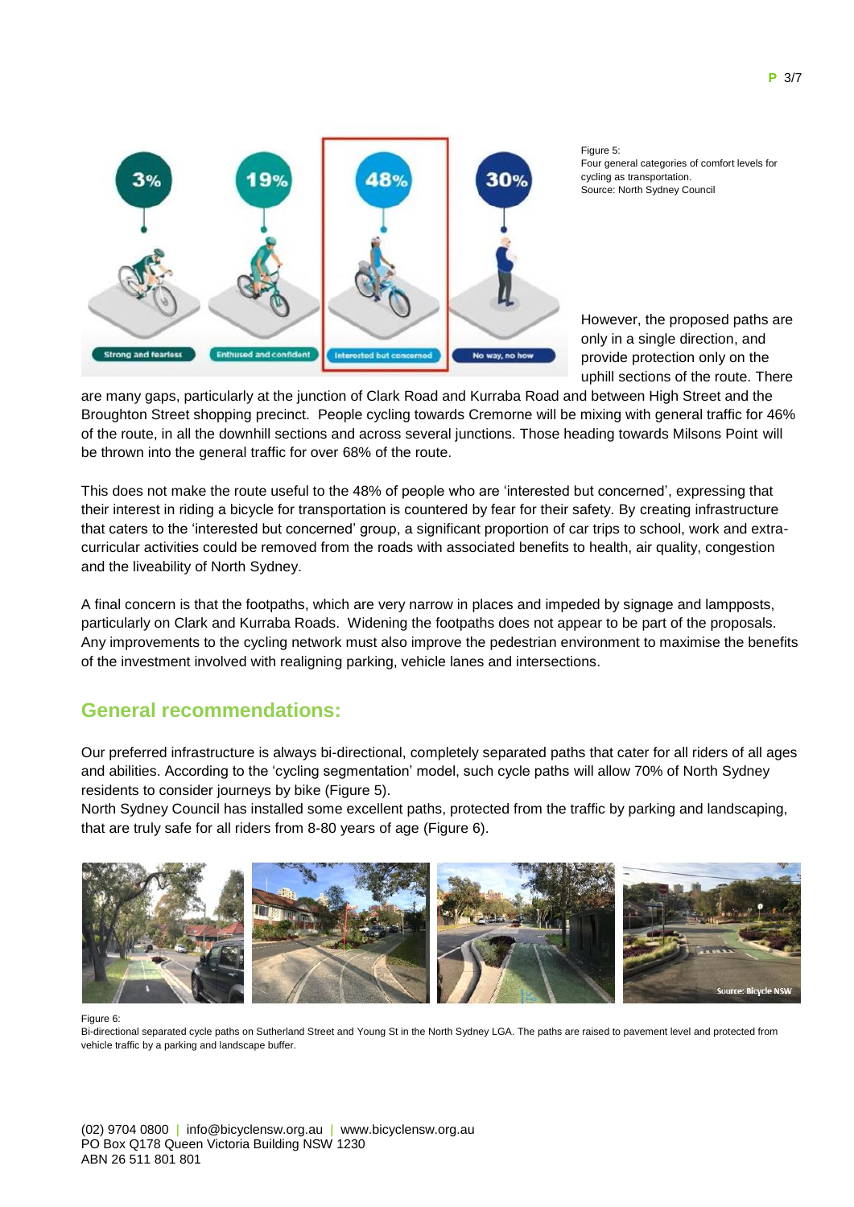Figure 5:
Four general categories of comfort levels for cycling as transportation.
Source: North Sydney Council

However, the proposed paths are only in a single direction, and provide protection only on the uphill sections of the route. There are many gaps, particularly at the junction of Clark Road and Kurraba Road and between High Street and the Broughton Street shopping precinct. People cycling towards Cremorne will be mixing with general traffic for 46% of the route, in all the downhill sections and across several junctions. Those heading towards Milsons Point will be thrown into the general traffic for over 68% of the route.

This does not make the route useful to the 48% of people who are 'interested but concerned', expressing that their interest in riding a bicycle for transportation is countered by fear for their safety. By creating infrastructure that caters to the 'interested but concerned' group, a significant proportion of car trips to school, work and extra-curricular activities could be removed from the roads with associated benefits to health, air quality, congestion and the liveability of North Sydney.

A final concern is that the footpaths, which are very narrow in places and impeded by signage and lampposts, particularly on Clark and Kurraba Roads. Widening the footpaths does not appear to be part of the proposals. Any improvements to the cycling network must also improve the pedestrian environment to maximise the benefits of the investment involved with realigning parking, vehicle lanes and intersections.

## General recommendations:

Our preferred infrastructure is always bi-directional, completely separated paths that cater for all riders of all ages and abilities. According to the 'cycling segmentation' model, such cycle paths will allow 70% of North Sydney residents to consider journeys by bike (Figure 5).
North Sydney Council has installed some excellent paths, protected from the traffic by parking and landscaping, that are truly safe for all riders from 8-80 years of age (Figure 6).

Figure 6:
Bi-directional separated cycle paths on Sutherland Street and Young St in the North Sydney LGA. The paths are raised to pavement level and protected from vehicle traffic by a parking and landscape buffer.

(02) 9704 0800 | info@bicyclensw.org.au | www.bicyclensw.org.au
PO Box Q178 Queen Victoria Building NSW 1230
ABN 26 511 801 801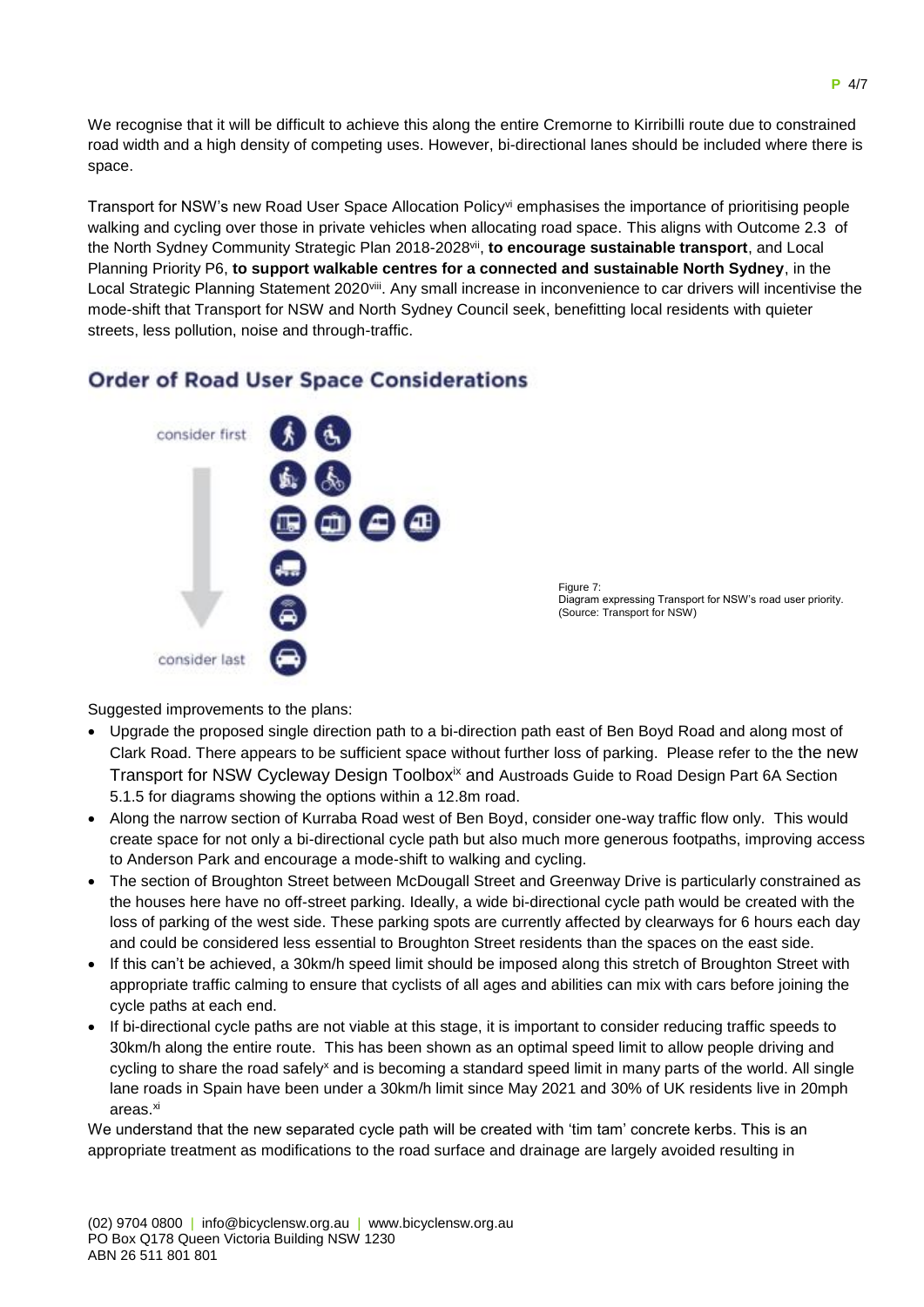We recognise that it will be difficult to achieve this along the entire Cremorne to Kirribilli route due to constrained road width and a high density of competing uses. However, bi-directional lanes should be included where there is space.

Transport for NSW's new Road User Space Allocation Policy[vi] emphasises the importance of prioritising people walking and cycling over those in private vehicles when allocating road space. This aligns with Outcome 2.3 of the North Sydney Community Strategic Plan 2018-2028[vii], **to encourage sustainable transport**, and Local Planning Priority P6, **to support walkable centres for a connected and sustainable North Sydney**, in the Local Strategic Planning Statement 2020[viii]. Any small increase in inconvenience to car drivers will incentivise the mode-shift that Transport for NSW and North Sydney Council seek, benefitting local residents with quieter streets, less pollution, noise and through-traffic.

## Order of Road User Space Considerations

consider first

consider last

Figure 7:
Diagram expressing Transport for NSW's road user priority.
(Source: Transport for NSW)

Suggested improvements to the plans:

- Upgrade the proposed single direction path to a bi-direction path east of Ben Boyd Road and along most of Clark Road. There appears to be sufficient space without further loss of parking. Please refer to the the new Transport for NSW Cycleway Design Toolbox[ix] and Austroads Guide to Road Design Part 6A Section 5.1.5 for diagrams showing the options within a 12.8m road.
- Along the narrow section of Kurraba Road west of Ben Boyd, consider one-way traffic flow only. This would create space for not only a bi-directional cycle path but also much more generous footpaths, improving access to Anderson Park and encourage a mode-shift to walking and cycling.
- The section of Broughton Street between McDougall Street and Greenway Drive is particularly constrained as the houses here have no off-street parking. Ideally, a wide bi-directional cycle path would be created with the loss of parking of the west side. These parking spots are currently affected by clearways for 6 hours each day and could be considered less essential to Broughton Street residents than the spaces on the east side.
- If this can't be achieved, a 30km/h speed limit should be imposed along this stretch of Broughton Street with appropriate traffic calming to ensure that cyclists of all ages and abilities can mix with cars before joining the cycle paths at each end.
- If bi-directional cycle paths are not viable at this stage, it is important to consider reducing traffic speeds to 30km/h along the entire route. This has been shown as an optimal speed limit to allow people driving and cycling to share the road safely[x] and is becoming a standard speed limit in many parts of the world. All single lane roads in Spain have been under a 30km/h limit since May 2021 and 30% of UK residents live in 20mph areas.[xi]

We understand that the new separated cycle path will be created with 'tim tam' concrete kerbs. This is an appropriate treatment as modifications to the road surface and drainage are largely avoided resulting in

(02) 9704 0800 | info@bicyclensw.org.au | www.bicyclensw.org.au
PO Box Q178 Queen Victoria Building NSW 1230
ABN 26 511 801 801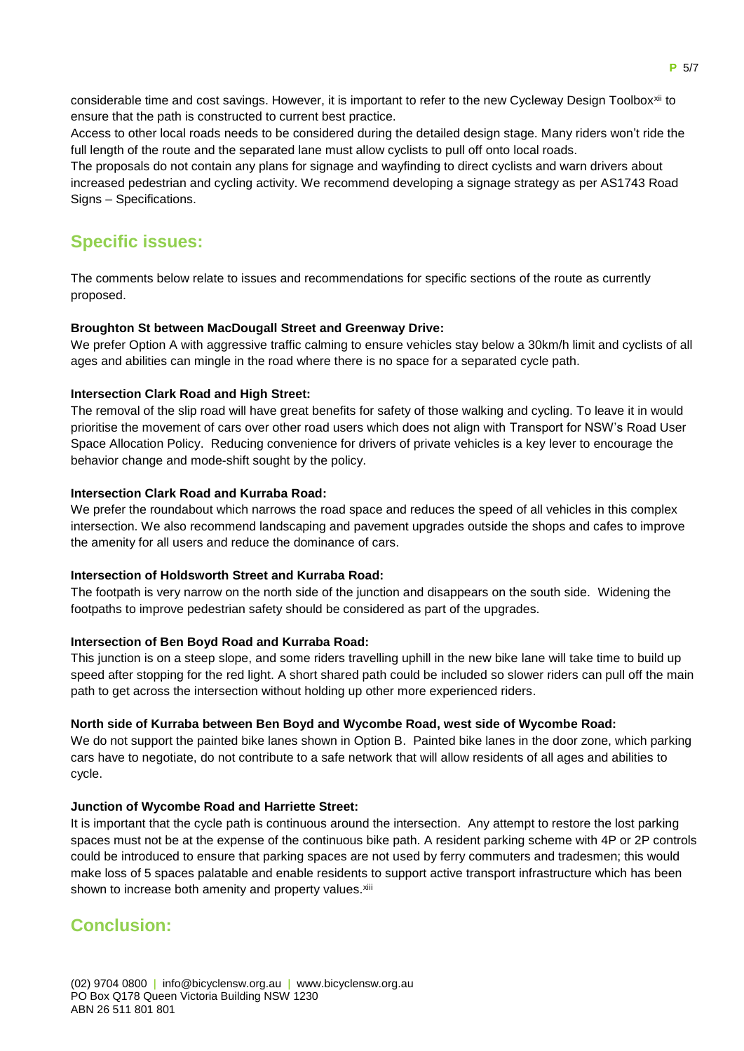considerable time and cost savings. However, it is important to refer to the new Cycleway Design Toolbox[xii] to ensure that the path is constructed to current best practice.

Access to other local roads needs to be considered during the detailed design stage. Many riders won't ride the full length of the route and the separated lane must allow cyclists to pull off onto local roads.

The proposals do not contain any plans for signage and wayfinding to direct cyclists and warn drivers about increased pedestrian and cycling activity. We recommend developing a signage strategy as per AS1743 Road Signs – Specifications.

## Specific issues:

The comments below relate to issues and recommendations for specific sections of the route as currently proposed.

**Broughton St between MacDougall Street and Greenway Drive:**

We prefer Option A with aggressive traffic calming to ensure vehicles stay below a 30km/h limit and cyclists of all ages and abilities can mingle in the road where there is no space for a separated cycle path.

**Intersection Clark Road and High Street:**

The removal of the slip road will have great benefits for safety of those walking and cycling. To leave it in would prioritise the movement of cars over other road users which does not align with Transport for NSW's Road User Space Allocation Policy. Reducing convenience for drivers of private vehicles is a key lever to encourage the behavior change and mode-shift sought by the policy.

**Intersection Clark Road and Kurraba Road:**

We prefer the roundabout which narrows the road space and reduces the speed of all vehicles in this complex intersection. We also recommend landscaping and pavement upgrades outside the shops and cafes to improve the amenity for all users and reduce the dominance of cars.

**Intersection of Holdsworth Street and Kurraba Road:**

The footpath is very narrow on the north side of the junction and disappears on the south side. Widening the footpaths to improve pedestrian safety should be considered as part of the upgrades.

**Intersection of Ben Boyd Road and Kurraba Road:**

This junction is on a steep slope, and some riders travelling uphill in the new bike lane will take time to build up speed after stopping for the red light. A short shared path could be included so slower riders can pull off the main path to get across the intersection without holding up other more experienced riders.

**North side of Kurraba between Ben Boyd and Wycombe Road, west side of Wycombe Road:**

We do not support the painted bike lanes shown in Option B. Painted bike lanes in the door zone, which parking cars have to negotiate, do not contribute to a safe network that will allow residents of all ages and abilities to cycle.

**Junction of Wycombe Road and Harriette Street:**

It is important that the cycle path is continuous around the intersection. Any attempt to restore the lost parking spaces must not be at the expense of the continuous bike path. A resident parking scheme with 4P or 2P controls could be introduced to ensure that parking spaces are not used by ferry commuters and tradesmen; this would make loss of 5 spaces palatable and enable residents to support active transport infrastructure which has been shown to increase both amenity and property values.[xiii]

## Conclusion: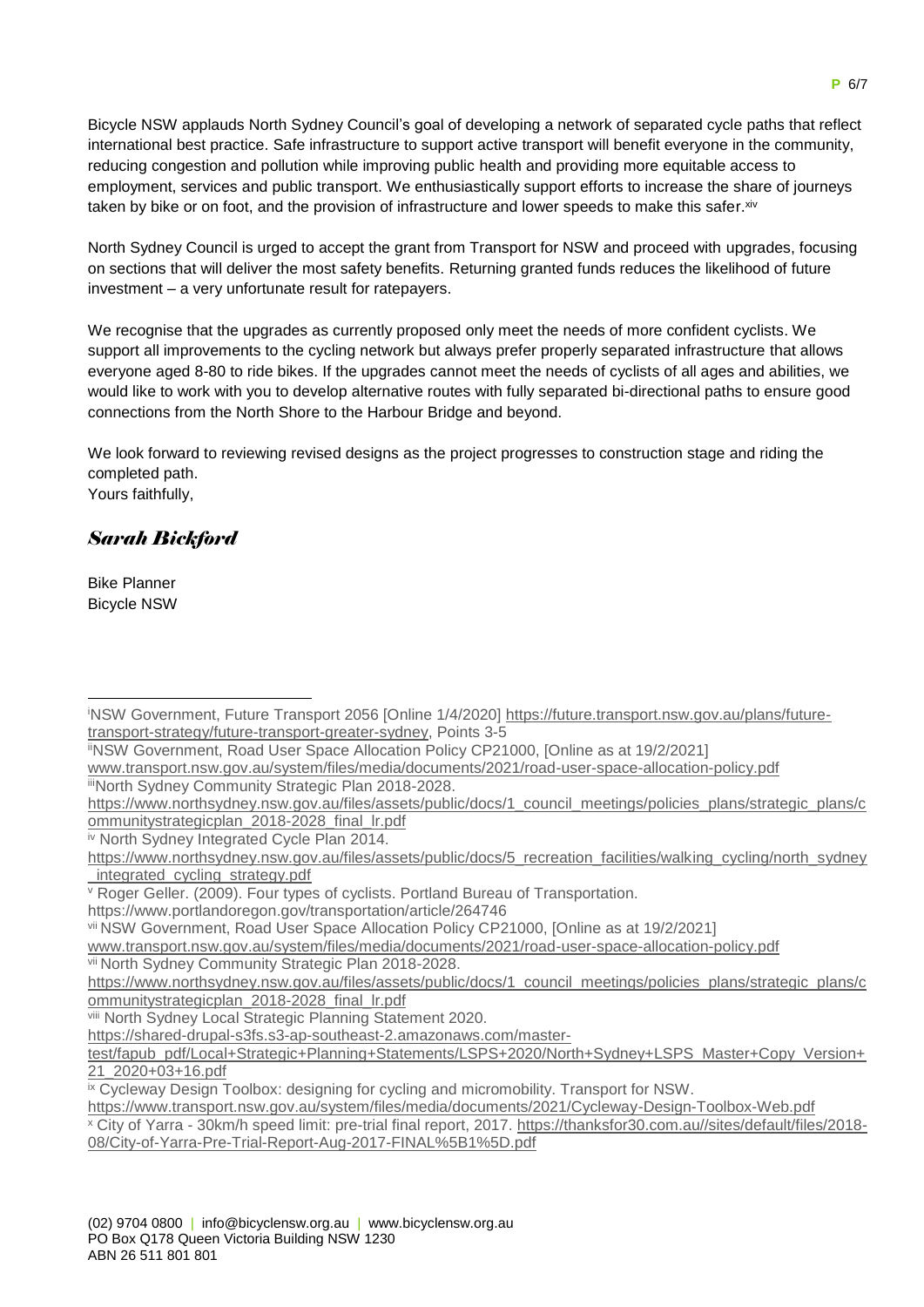Bicycle NSW applauds North Sydney Council's goal of developing a network of separated cycle paths that reflect international best practice. Safe infrastructure to support active transport will benefit everyone in the community, reducing congestion and pollution while improving public health and providing more equitable access to employment, services and public transport. We enthusiastically support efforts to increase the share of journeys taken by bike or on foot, and the provision of infrastructure and lower speeds to make this safer.[xiv]

North Sydney Council is urged to accept the grant from Transport for NSW and proceed with upgrades, focusing on sections that will deliver the most safety benefits. Returning granted funds reduces the likelihood of future investment – a very unfortunate result for ratepayers.

We recognise that the upgrades as currently proposed only meet the needs of more confident cyclists. We support all improvements to the cycling network but always prefer properly separated infrastructure that allows everyone aged 8-80 to ride bikes. If the upgrades cannot meet the needs of cyclists of all ages and abilities, we would like to work with you to develop alternative routes with fully separated bi-directional paths to ensure good connections from the North Shore to the Harbour Bridge and beyond.

We look forward to reviewing revised designs as the project progresses to construction stage and riding the completed path.
Yours faithfully,

*Sarah Bickford*

Bike Planner
Bicycle NSW

---

[i] NSW Government, Future Transport 2056 [Online 1/4/2020] https://future.transport.nsw.gov.au/plans/future-transport-strategy/future-transport-greater-sydney, Points 3-5

[ii] NSW Government, Road User Space Allocation Policy CP21000, [Online as at 19/2/2021] www.transport.nsw.gov.au/system/files/media/documents/2021/road-user-space-allocation-policy.pdf

[iii] North Sydney Community Strategic Plan 2018-2028. https://www.northsydney.nsw.gov.au/files/assets/public/docs/1_council_meetings/policies_plans/strategic_plans/communitystrategicplan_2018-2028_final_lr.pdf

[iv] North Sydney Integrated Cycle Plan 2014. https://www.northsydney.nsw.gov.au/files/assets/public/docs/5_recreation_facilities/walking_cycling/north_sydney_integrated_cycling_strategy.pdf

[v] Roger Geller. (2009). Four types of cyclists. Portland Bureau of Transportation. https://www.portlandoregon.gov/transportation/article/264746

[vii] NSW Government, Road User Space Allocation Policy CP21000, [Online as at 19/2/2021] www.transport.nsw.gov.au/system/files/media/documents/2021/road-user-space-allocation-policy.pdf

[vii] North Sydney Community Strategic Plan 2018-2028. https://www.northsydney.nsw.gov.au/files/assets/public/docs/1_council_meetings/policies_plans/strategic_plans/communitystrategicplan_2018-2028_final_lr.pdf

[viii] North Sydney Local Strategic Planning Statement 2020. https://shared-drupal-s3fs.s3-ap-southeast-2.amazonaws.com/master-test/fapub_pdf/Local+Strategic+Planning+Statements/LSPS+2020/North+Sydney+LSPS_Master+Copy_Version+21_2020+03+16.pdf

[ix] Cycleway Design Toolbox: designing for cycling and micromobility. Transport for NSW. https://www.transport.nsw.gov.au/system/files/media/documents/2021/Cycleway-Design-Toolbox-Web.pdf

[x] City of Yarra - 30km/h speed limit: pre-trial final report, 2017. https://thanksfor30.com.au//sites/default/files/2018-08/City-of-Yarra-Pre-Trial-Report-Aug-2017-FINAL%5B1%5D.pdf

(02) 9704 0800 | info@bicyclensw.org.au | www.bicyclensw.org.au
PO Box Q178 Queen Victoria Building NSW 1230
ABN 26 511 801 801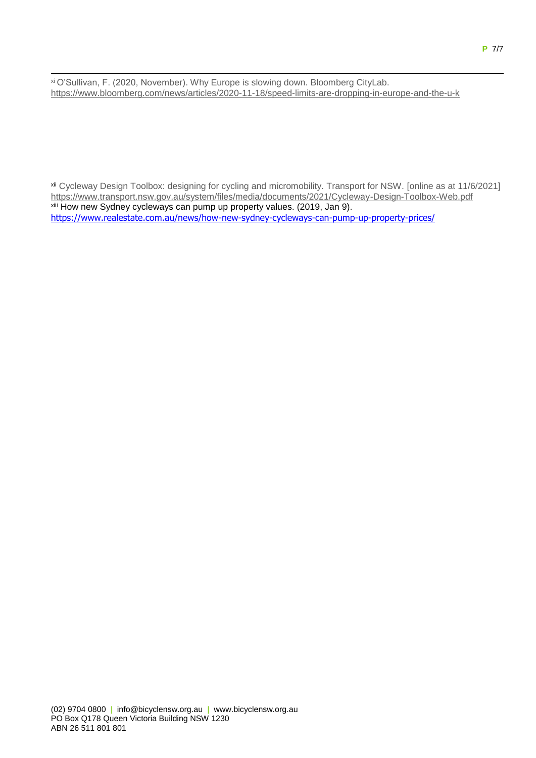[xi] O'Sullivan, F. (2020, November). Why Europe is slowing down. Bloomberg CityLab. https://www.bloomberg.com/news/articles/2020-11-18/speed-limits-are-dropping-in-europe-and-the-u-k

[xii] Cycleway Design Toolbox: designing for cycling and micromobility. Transport for NSW. [online as at 11/6/2021] https://www.transport.nsw.gov.au/system/files/media/documents/2021/Cycleway-Design-Toolbox-Web.pdf

[xiii] How new Sydney cycleways can pump up property values. (2019, Jan 9). https://www.realestate.com.au/news/how-new-sydney-cycleways-can-pump-up-property-prices/

(02) 9704 0800 | info@bicyclensw.org.au | www.bicyclensw.org.au
PO Box Q178 Queen Victoria Building NSW 1230
ABN 26 511 801 801